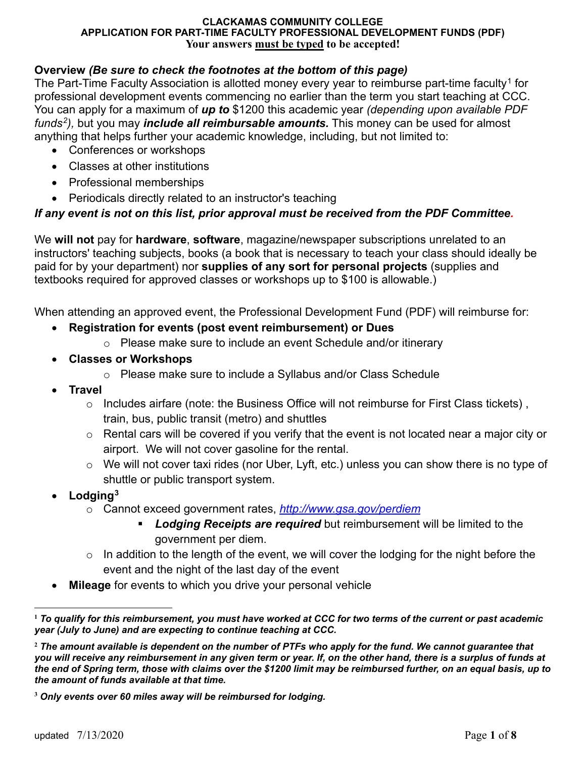**CLACKAMAS COMMUNITY COLLEGE**
**APPLICATION FOR PART-TIME FACULTY PROFESSIONAL DEVELOPMENT FUNDS (PDF)**
**Your answers must be typed to be accepted!**

**Overview** ***(Be sure to check the footnotes at the bottom of this page)***

The Part-Time Faculty Association is allotted money every year to reimburse part-time faculty[1] for professional development events commencing no earlier than the term you start teaching at CCC. You can apply for a maximum of ***up to*** $1200 this academic year *(depending upon available PDF funds[2])*, but you may ***include all reimbursable amounts.*** This money can be used for almost anything that helps further your academic knowledge, including, but not limited to:

- Conferences or workshops
- Classes at other institutions
- Professional memberships
- Periodicals directly related to an instructor's teaching

***If any event is not on this list, prior approval must be received from the PDF Committee.***

We **will not** pay for **hardware**, **software**, magazine/newspaper subscriptions unrelated to an instructors' teaching subjects, books (a book that is necessary to teach your class should ideally be paid for by your department) nor **supplies of any sort for personal projects** (supplies and textbooks required for approved classes or workshops up to $100 is allowable.)

When attending an approved event, the Professional Development Fund (PDF) will reimburse for:

- **Registration for events (post event reimbursement) or Dues**
  - Please make sure to include an event Schedule and/or itinerary
- **Classes or Workshops**
  - Please make sure to include a Syllabus and/or Class Schedule
- **Travel**
  - Includes airfare (note: the Business Office will not reimburse for First Class tickets) , train, bus, public transit (metro) and shuttles
  - Rental cars will be covered if you verify that the event is not located near a major city or airport. We will not cover gasoline for the rental.
  - We will not cover taxi rides (nor Uber, Lyft, etc.) unless you can show there is no type of shuttle or public transport system.
- **Lodging[3]**
  - Cannot exceed government rates, [http://www.gsa.gov/perdiem](http://www.gsa.gov/perdiem)
    - ***Lodging Receipts are required*** but reimbursement will be limited to the government per diem.
  - In addition to the length of the event, we will cover the lodging for the night before the event and the night of the last day of the event
- **Mileage** for events to which you drive your personal vehicle

---

[1] ***To qualify for this reimbursement, you must have worked at CCC for two terms of the current or past academic year (July to June) and are expecting to continue teaching at CCC.***

[2] ***The amount available is dependent on the number of PTFs who apply for the fund. We cannot guarantee that you will receive any reimbursement in any given term or year. If, on the other hand, there is a surplus of funds at the end of Spring term, those with claims over the $1200 limit may be reimbursed further, on an equal basis, up to the amount of funds available at that time.***

[3] ***Only events over 60 miles away will be reimbursed for lodging.***

updated 7/13/2020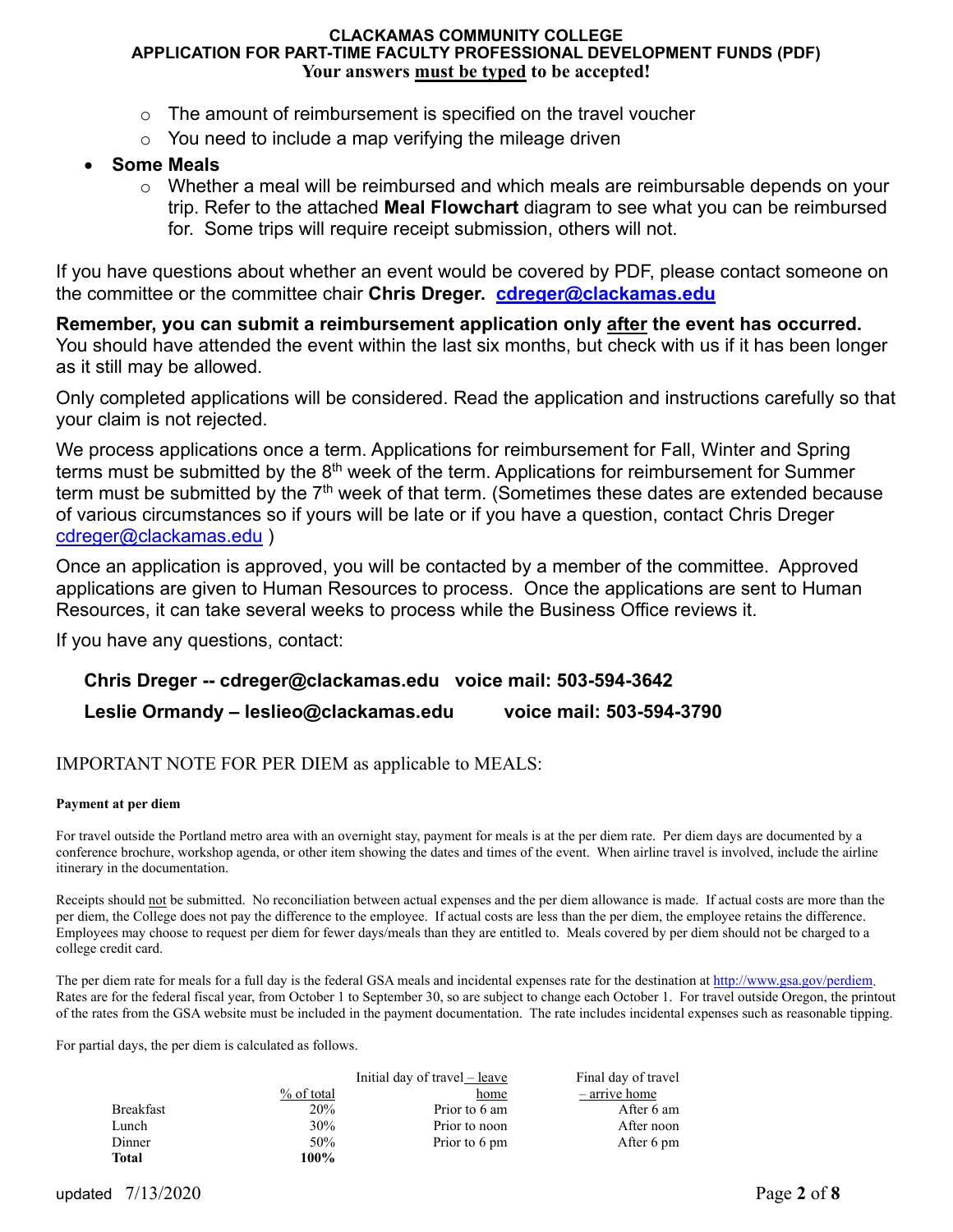- The amount of reimbursement is specified on the travel voucher
- You need to include a map verifying the mileage driven

- **Some Meals**
  - Whether a meal will be reimbursed and which meals are reimbursable depends on your trip. Refer to the attached **Meal Flowchart** diagram to see what you can be reimbursed for. Some trips will require receipt submission, others will not.

If you have questions about whether an event would be covered by PDF, please contact someone on the committee or the committee chair **Chris Dreger. cdreger@clackamas.edu**

**Remember, you can submit a reimbursement application only after the event has occurred.** You should have attended the event within the last six months, but check with us if it has been longer as it still may be allowed.

Only completed applications will be considered. Read the application and instructions carefully so that your claim is not rejected.

We process applications once a term. Applications for reimbursement for Fall, Winter and Spring terms must be submitted by the 8th week of the term. Applications for reimbursement for Summer term must be submitted by the 7th week of that term. (Sometimes these dates are extended because of various circumstances so if yours will be late or if you have a question, contact Chris Dreger cdreger@clackamas.edu )

Once an application is approved, you will be contacted by a member of the committee. Approved applications are given to Human Resources to process. Once the applications are sent to Human Resources, it can take several weeks to process while the Business Office reviews it.

If you have any questions, contact:

**Chris Dreger -- cdreger@clackamas.edu voice mail: 503-594-3642**

**Leslie Ormandy – leslieo@clackamas.edu voice mail: 503-594-3790**

IMPORTANT NOTE FOR PER DIEM as applicable to MEALS:

**Payment at per diem**

For travel outside the Portland metro area with an overnight stay, payment for meals is at the per diem rate. Per diem days are documented by a conference brochure, workshop agenda, or other item showing the dates and times of the event. When airline travel is involved, include the airline itinerary in the documentation.

Receipts should not be submitted. No reconciliation between actual expenses and the per diem allowance is made. If actual costs are more than the per diem, the College does not pay the difference to the employee. If actual costs are less than the per diem, the employee retains the difference. Employees may choose to request per diem for fewer days/meals than they are entitled to. Meals covered by per diem should not be charged to a college credit card.

The per diem rate for meals for a full day is the federal GSA meals and incidental expenses rate for the destination at http://www.gsa.gov/perdiem. Rates are for the federal fiscal year, from October 1 to September 30, so are subject to change each October 1. For travel outside Oregon, the printout of the rates from the GSA website must be included in the payment documentation. The rate includes incidental expenses such as reasonable tipping.

For partial days, the per diem is calculated as follows.

| | % of total | Initial day of travel – leave home | Final day of travel – arrive home |
|---|---|---|---|
| Breakfast | 20% | Prior to 6 am | After 6 am |
| Lunch | 30% | Prior to noon | After noon |
| Dinner | 50% | Prior to 6 pm | After 6 pm |
| **Total** | **100%** | | |

updated 7/13/2020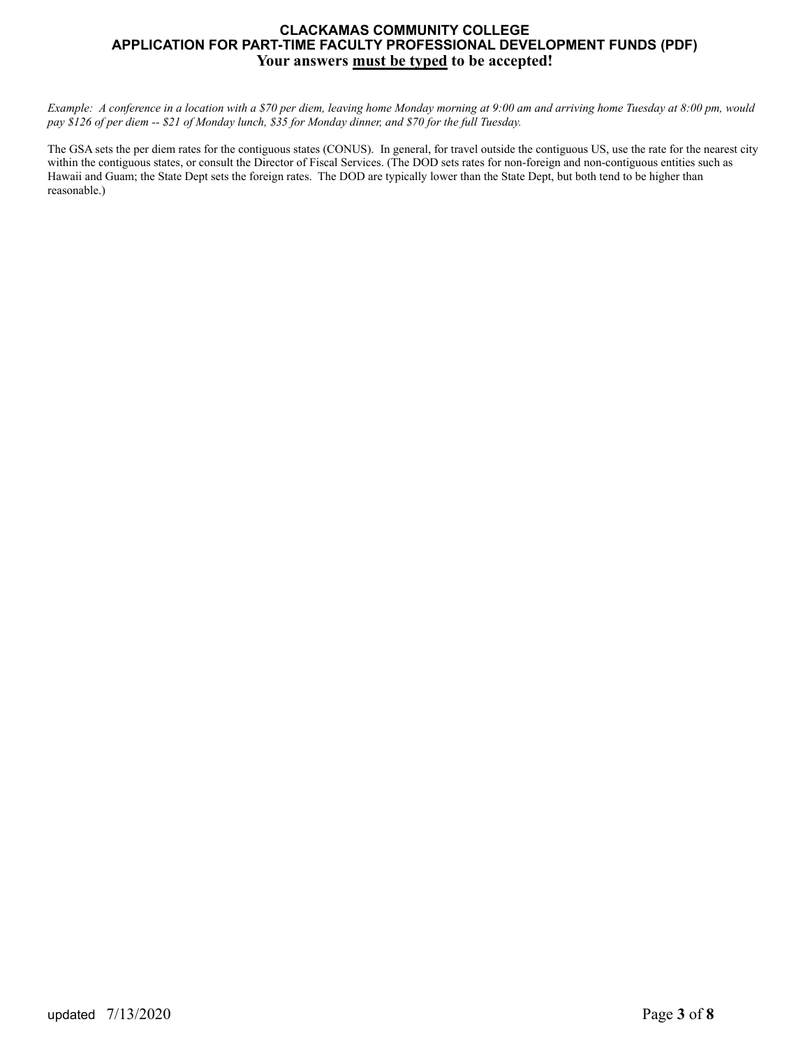**CLACKAMAS COMMUNITY COLLEGE**
**APPLICATION FOR PART-TIME FACULTY PROFESSIONAL DEVELOPMENT FUNDS (PDF)**
**Your answers <u>must be typed</u> to be accepted!**

*Example: A conference in a location with a $70 per diem, leaving home Monday morning at 9:00 am and arriving home Tuesday at 8:00 pm, would pay $126 of per diem -- $21 of Monday lunch, $35 for Monday dinner, and $70 for the full Tuesday.*

The GSA sets the per diem rates for the contiguous states (CONUS). In general, for travel outside the contiguous US, use the rate for the nearest city within the contiguous states, or consult the Director of Fiscal Services. (The DOD sets rates for non-foreign and non-contiguous entities such as Hawaii and Guam; the State Dept sets the foreign rates. The DOD are typically lower than the State Dept, but both tend to be higher than reasonable.)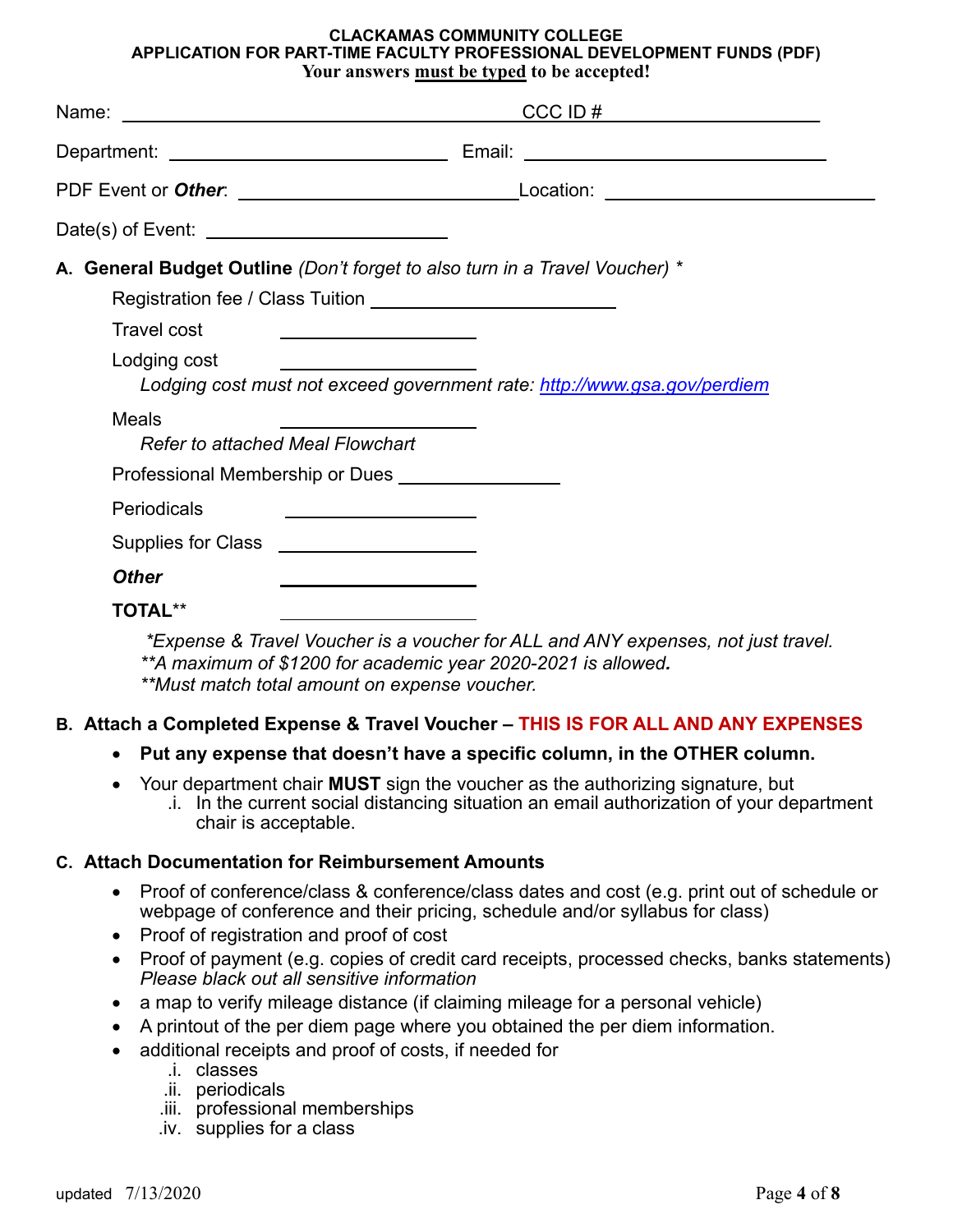**CLACKAMAS COMMUNITY COLLEGE**
**APPLICATION FOR PART-TIME FACULTY PROFESSIONAL DEVELOPMENT FUNDS (PDF)**
**Your answers must be typed to be accepted!**

Name: ______________________________ CCC ID # ____________________

Department: ____________________ Email: ____________________

PDF Event or ***Other***: ____________________ Location: ____________________

Date(s) of Event: ____________________

**A. General Budget Outline** *(Don't forget to also turn in a Travel Voucher) **

Registration fee / Class Tuition ____________________

Travel cost ____________________

Lodging cost ____________________

*Lodging cost must not exceed government rate: http://www.gsa.gov/perdiem*

Meals ____________________

*Refer to attached Meal Flowchart*

Professional Membership or Dues ____________________

Periodicals ____________________

Supplies for Class ____________________

***Other*** ____________________

**TOTAL**** ____________________

**Expense & Travel Voucher is a voucher for ALL and ANY expenses, not just travel.*
***A maximum of $1200 for academic year 2020-2021 is allowed.*
***Must match total amount on expense voucher.*

**B. Attach a Completed Expense & Travel Voucher – THIS IS FOR ALL AND ANY EXPENSES**

- **Put any expense that doesn't have a specific column, in the OTHER column.**
- Your department chair **MUST** sign the voucher as the authorizing signature, but
  - i. In the current social distancing situation an email authorization of your department chair is acceptable.

**C. Attach Documentation for Reimbursement Amounts**

- Proof of conference/class & conference/class dates and cost (e.g. print out of schedule or webpage of conference and their pricing, schedule and/or syllabus for class)
- Proof of registration and proof of cost
- Proof of payment (e.g. copies of credit card receipts, processed checks, banks statements) *Please black out all sensitive information*
- a map to verify mileage distance (if claiming mileage for a personal vehicle)
- A printout of the per diem page where you obtained the per diem information.
- additional receipts and proof of costs, if needed for
  - i. classes
  - ii. periodicals
  - iii. professional memberships
  - iv. supplies for a class

updated 7/13/2020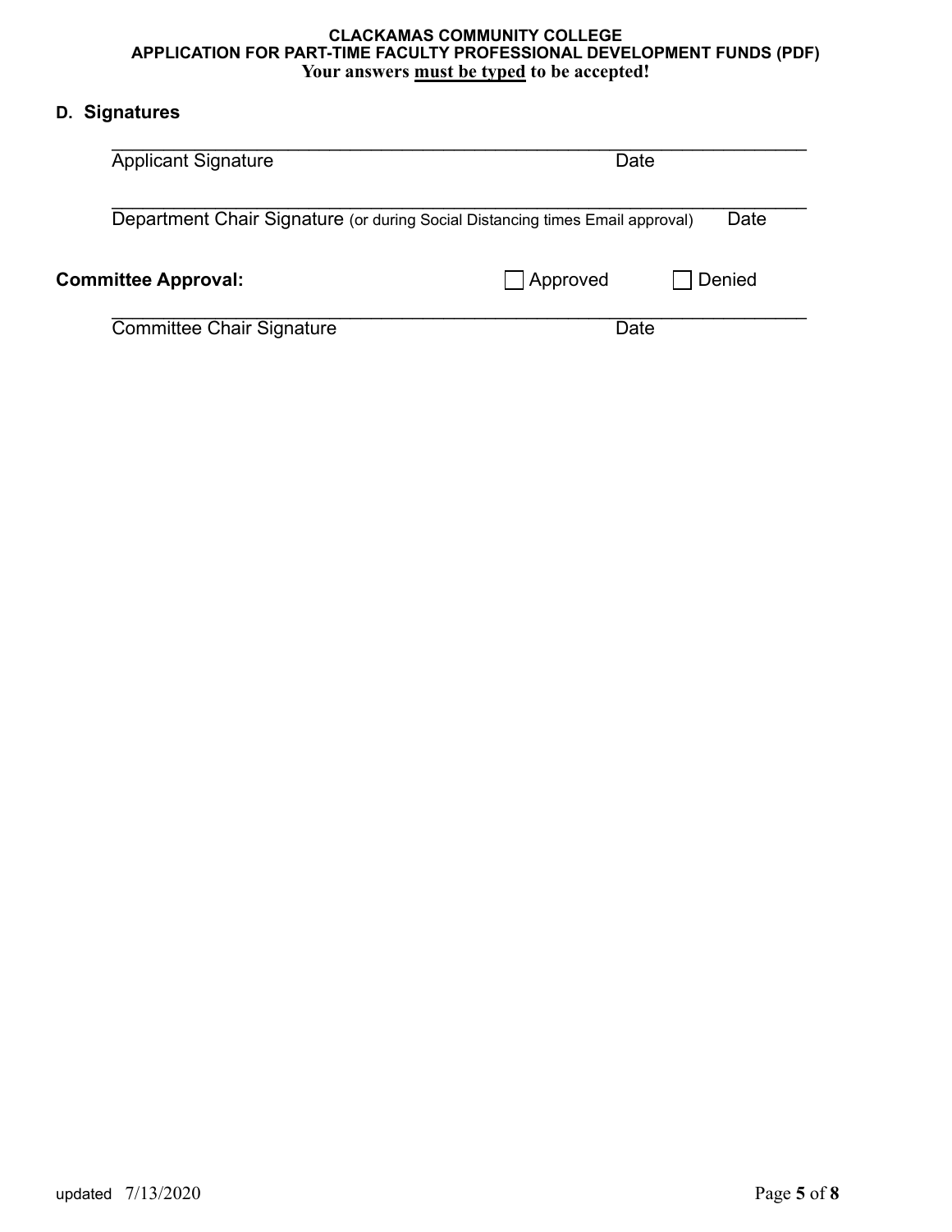## D. Signatures

\_\_\_\_\_\_\_\_\_\_\_\_\_\_\_\_\_\_\_\_\_\_\_\_\_\_\_\_\_\_\_\_\_\_\_\_\_\_\_\_\_\_\_\_\_\_\_\_\_\_\_\_\_\_\_\_\_\_\_\_\_\_\_\_\_\_

Applicant Signature Date

\_\_\_\_\_\_\_\_\_\_\_\_\_\_\_\_\_\_\_\_\_\_\_\_\_\_\_\_\_\_\_\_\_\_\_\_\_\_\_\_\_\_\_\_\_\_\_\_\_\_\_\_\_\_\_\_\_\_\_\_\_\_\_\_\_\_

Department Chair Signature (or during Social Distancing times Email approval) Date

**Committee Approval:** ☐ Approved ☐ Denied

\_\_\_\_\_\_\_\_\_\_\_\_\_\_\_\_\_\_\_\_\_\_\_\_\_\_\_\_\_\_\_\_\_\_\_\_\_\_\_\_\_\_\_\_\_\_\_\_\_\_\_\_\_\_\_\_\_\_\_\_\_\_\_\_\_\_

Committee Chair Signature Date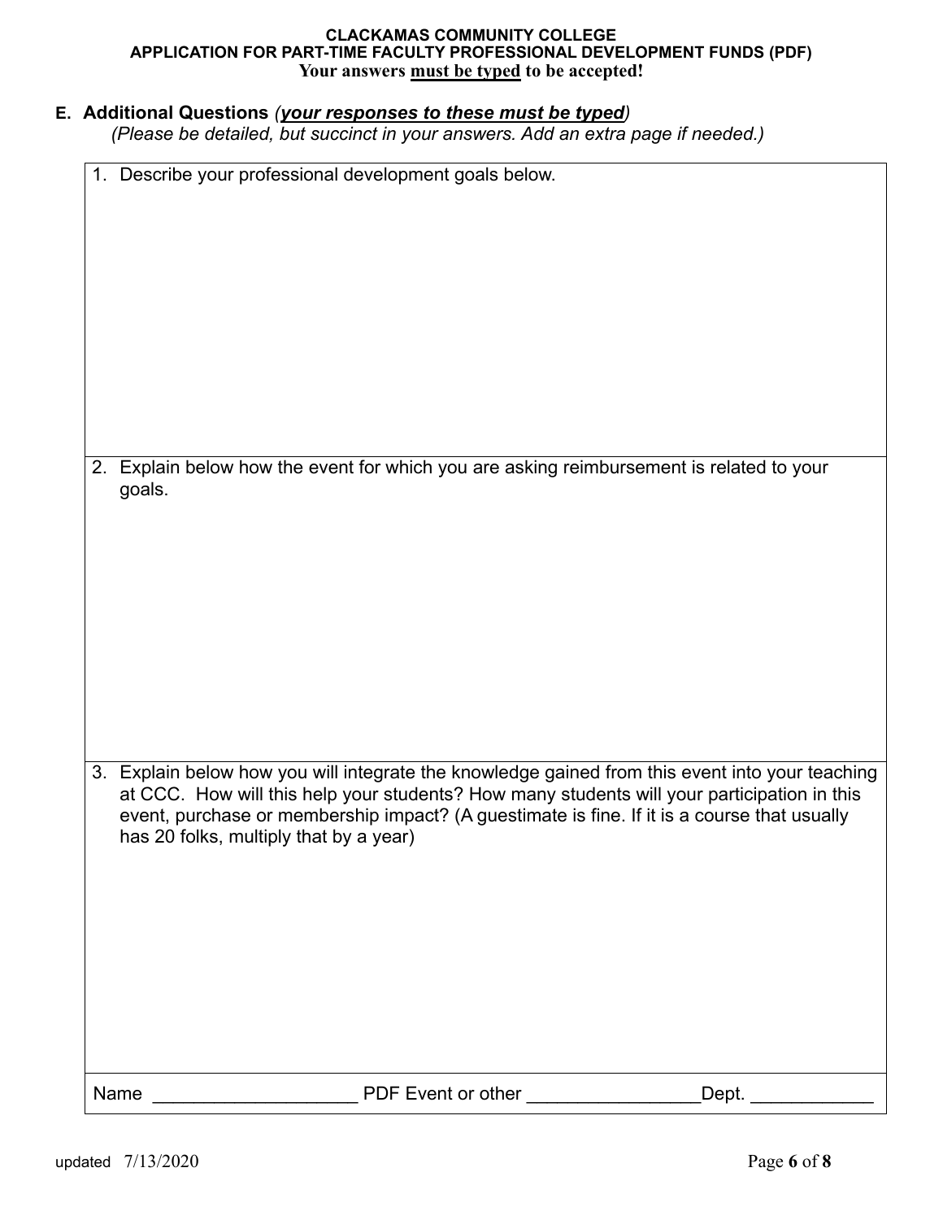**CLACKAMAS COMMUNITY COLLEGE**
**APPLICATION FOR PART-TIME FACULTY PROFESSIONAL DEVELOPMENT FUNDS (PDF)**
**Your answers <u>must be typed</u> to be accepted!**

## E. Additional Questions *(<u>your responses to these must be typed</u>)*

*(Please be detailed, but succinct in your answers. Add an extra page if needed.)*

1. Describe your professional development goals below.

2. Explain below how the event for which you are asking reimbursement is related to your goals.

3. Explain below how you will integrate the knowledge gained from this event into your teaching at CCC. How will this help your students? How many students will your participation in this event, purchase or membership impact? (A guestimate is fine. If it is a course that usually has 20 folks, multiply that by a year)

Name ____________________ PDF Event or other _________________Dept. ____________

updated 7/13/2020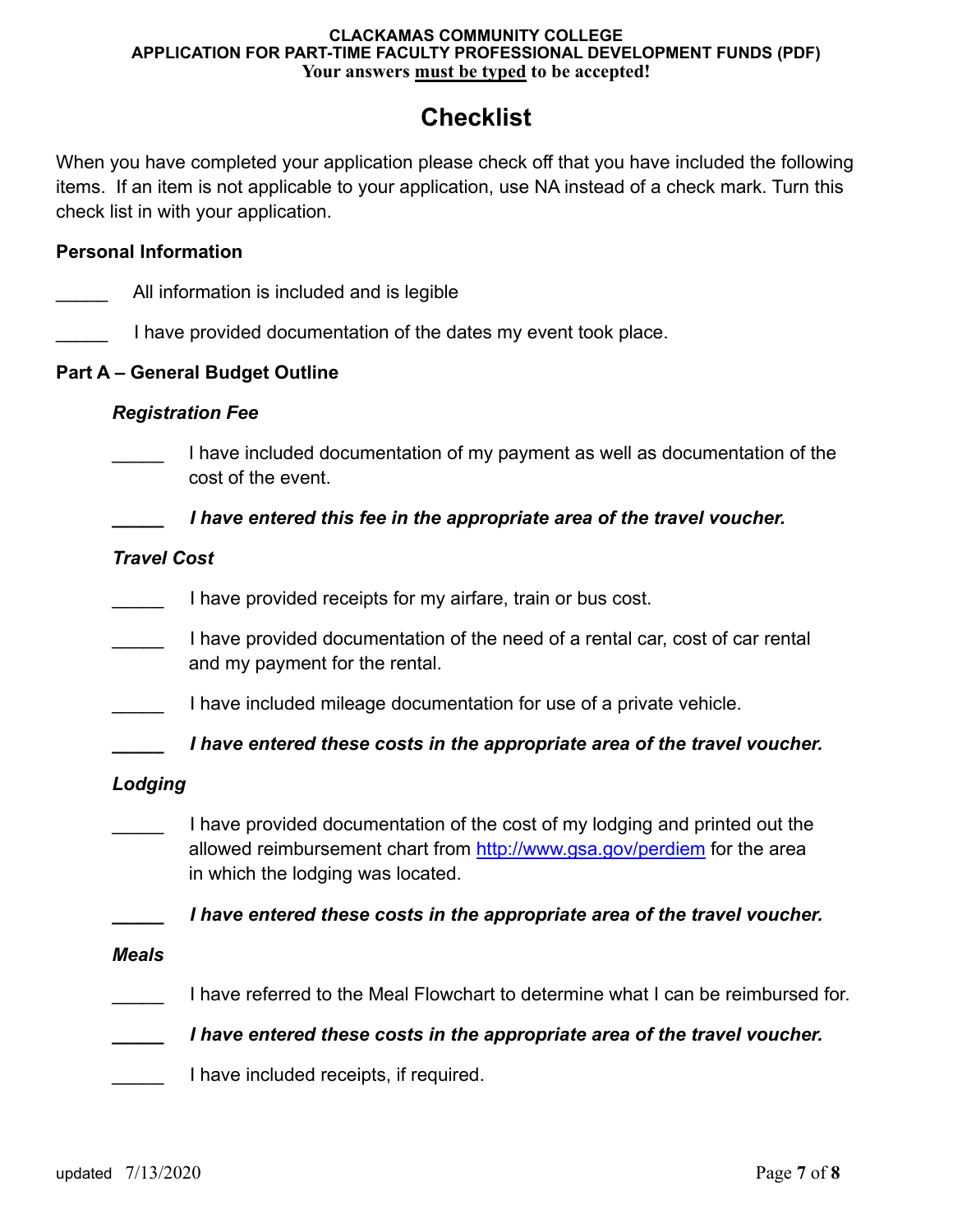**CLACKAMAS COMMUNITY COLLEGE**
**APPLICATION FOR PART-TIME FACULTY PROFESSIONAL DEVELOPMENT FUNDS (PDF)**
**Your answers must be typed to be accepted!**

# Checklist

When you have completed your application please check off that you have included the following items. If an item is not applicable to your application, use NA instead of a check mark. Turn this check list in with your application.

## Personal Information

_____ All information is included and is legible

_____ I have provided documentation of the dates my event took place.

## Part A – General Budget Outline

### *Registration Fee*

_____ I have included documentation of my payment as well as documentation of the cost of the event.

**_____ *I have entered this fee in the appropriate area of the travel voucher.***

### *Travel Cost*

_____ I have provided receipts for my airfare, train or bus cost.

_____ I have provided documentation of the need of a rental car, cost of car rental and my payment for the rental.

_____ I have included mileage documentation for use of a private vehicle.

**_____ *I have entered these costs in the appropriate area of the travel voucher.***

### *Lodging*

_____ I have provided documentation of the cost of my lodging and printed out the allowed reimbursement chart from [http://www.gsa.gov/perdiem](http://www.gsa.gov/perdiem) for the area in which the lodging was located.

**_____ *I have entered these costs in the appropriate area of the travel voucher.***

### *Meals*

_____ I have referred to the Meal Flowchart to determine what I can be reimbursed for.

**_____ *I have entered these costs in the appropriate area of the travel voucher.***

_____ I have included receipts, if required.

updated 7/13/2020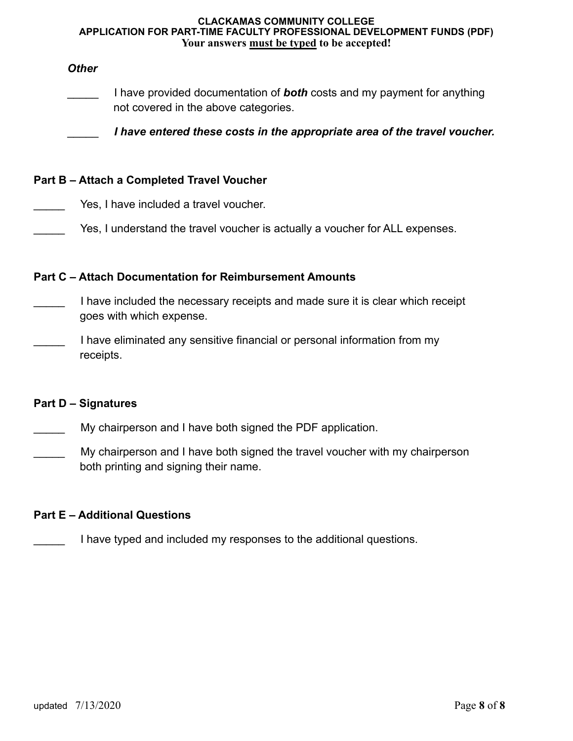***Other***

_____ I have provided documentation of ***both*** costs and my payment for anything not covered in the above categories.

_____ ***I have entered these costs in the appropriate area of the travel voucher.***

**Part B – Attach a Completed Travel Voucher**

_____ Yes, I have included a travel voucher.

_____ Yes, I understand the travel voucher is actually a voucher for ALL expenses.

**Part C – Attach Documentation for Reimbursement Amounts**

_____ I have included the necessary receipts and made sure it is clear which receipt goes with which expense.

_____ I have eliminated any sensitive financial or personal information from my receipts.

**Part D – Signatures**

_____ My chairperson and I have both signed the PDF application.

_____ My chairperson and I have both signed the travel voucher with my chairperson both printing and signing their name.

**Part E – Additional Questions**

_____ I have typed and included my responses to the additional questions.

updated 7/13/2020